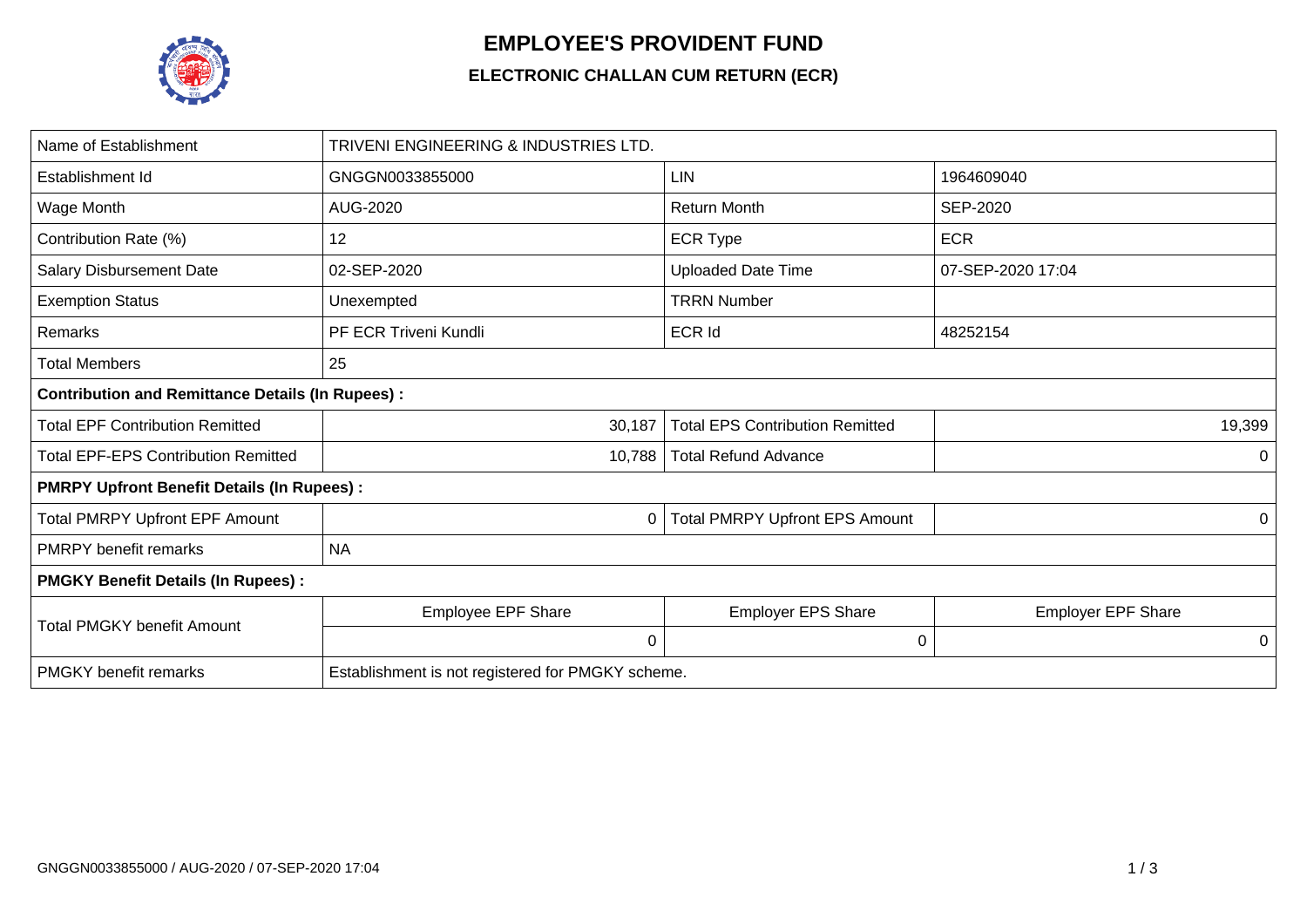# EMPLOYEE'S PROVIDENT FUND

## ELECTRONIC CHALLAN CUM RETURN (ECR)

| | | | |
|---|---|---|---|
| Name of Establishment | TRIVENI ENGINEERING & INDUSTRIES LTD. | | |
| Establishment Id | GNGGN0033855000 | LIN | 1964609040 |
| Wage Month | AUG-2020 | Return Month | SEP-2020 |
| Contribution Rate (%) | 12 | ECR Type | ECR |
| Salary Disbursement Date | 02-SEP-2020 | Uploaded Date Time | 07-SEP-2020 17:04 |
| Exemption Status | Unexempted | TRRN Number | |
| Remarks | PF ECR Triveni Kundli | ECR Id | 48252154 |
| Total Members | 25 | | |
| **Contribution and Remittance Details (In Rupees) :** | | | |
| Total EPF Contribution Remitted | 30,187 | Total EPS Contribution Remitted | 19,399 |
| Total EPF-EPS Contribution Remitted | 10,788 | Total Refund Advance | 0 |
| **PMRPY Upfront Benefit Details (In Rupees) :** | | | |
| Total PMRPY Upfront EPF Amount | 0 | Total PMRPY Upfront EPS Amount | 0 |
| PMRPY benefit remarks | NA | | |
| **PMGKY Benefit Details (In Rupees) :** | | | |
| Total PMGKY benefit Amount | Employee EPF Share | Employer EPS Share | Employer EPF Share |
| | 0 | 0 | 0 |
| PMGKY benefit remarks | Establishment is not registered for PMGKY scheme. | | |

GNGGN0033855000 / AUG-2020 / 07-SEP-2020 17:04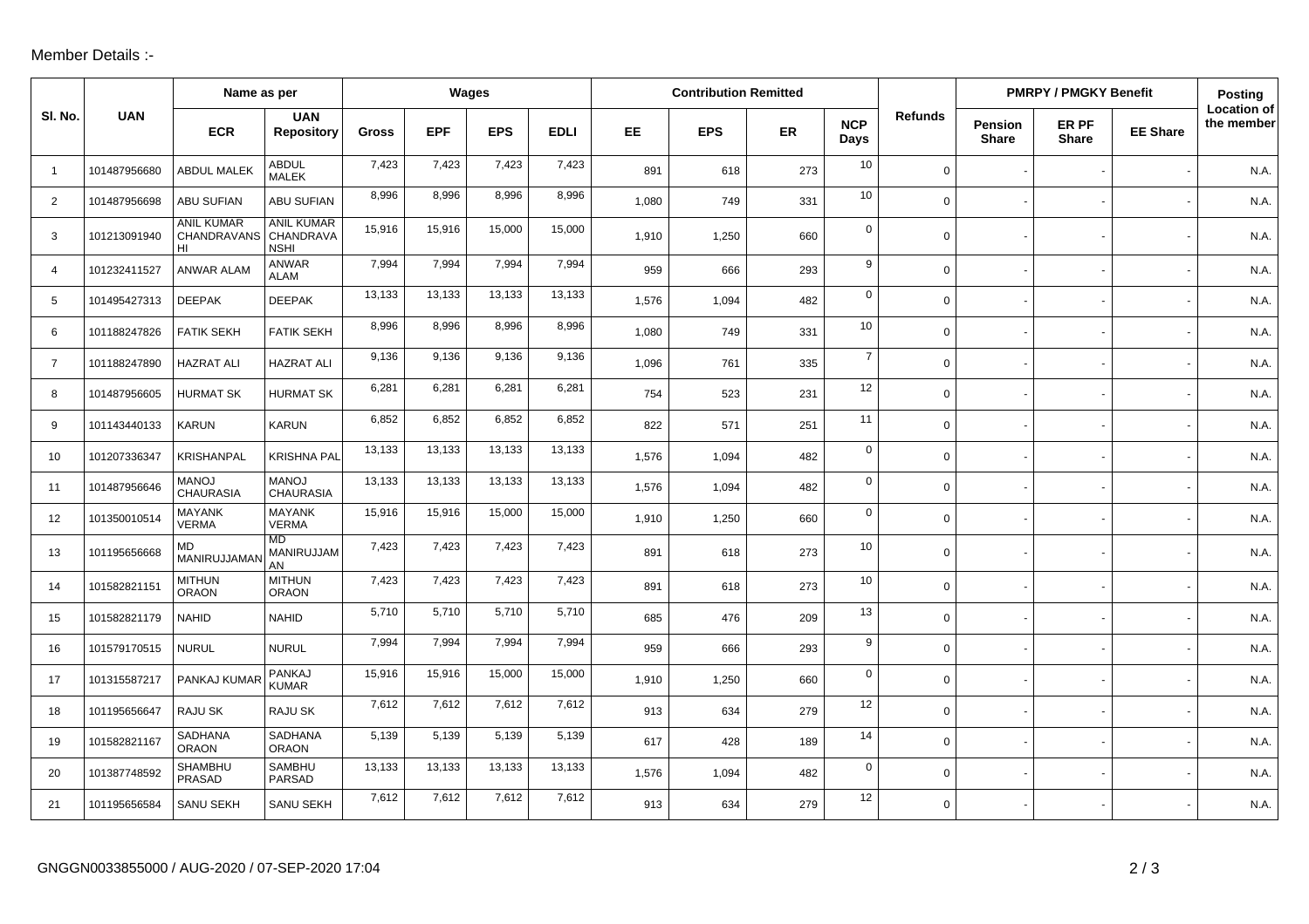Member Details :-

| Sl. No. | UAN | Name as per | | Wages | | | | Contribution Remitted | | | | Refunds | PMRPY / PMGKY Benefit | | | Posting Location of the member |
|---|---|---|---|---|---|---|---|---|---|---|---|---|---|---|---|---|
| | | ECR | UAN Repository | Gross | EPF | EPS | EDLI | EE | EPS | ER | NCP Days | | Pension Share | ER PF Share | EE Share | |
| 1 | 101487956680 | ABDUL MALEK | ABDUL MALEK | 7,423 | 7,423 | 7,423 | 7,423 | 891 | 618 | 273 | 10 | 0 | - | - | - | N.A. |
| 2 | 101487956698 | ABU SUFIAN | ABU SUFIAN | 8,996 | 8,996 | 8,996 | 8,996 | 1,080 | 749 | 331 | 10 | 0 | - | - | - | N.A. |
| 3 | 101213091940 | ANIL KUMAR CHANDRAVANSHI | ANIL KUMAR CHANDRAVANSHI | 15,916 | 15,916 | 15,000 | 15,000 | 1,910 | 1,250 | 660 | 0 | 0 | - | - | - | N.A. |
| 4 | 101232411527 | ANWAR ALAM | ANWAR ALAM | 7,994 | 7,994 | 7,994 | 7,994 | 959 | 666 | 293 | 9 | 0 | - | - | - | N.A. |
| 5 | 101495427313 | DEEPAK | DEEPAK | 13,133 | 13,133 | 13,133 | 13,133 | 1,576 | 1,094 | 482 | 0 | 0 | - | - | - | N.A. |
| 6 | 101188247826 | FATIK SEKH | FATIK SEKH | 8,996 | 8,996 | 8,996 | 8,996 | 1,080 | 749 | 331 | 10 | 0 | - | - | - | N.A. |
| 7 | 101188247890 | HAZRAT ALI | HAZRAT ALI | 9,136 | 9,136 | 9,136 | 9,136 | 1,096 | 761 | 335 | 7 | 0 | - | - | - | N.A. |
| 8 | 101487956605 | HURMAT SK | HURMAT SK | 6,281 | 6,281 | 6,281 | 6,281 | 754 | 523 | 231 | 12 | 0 | - | - | - | N.A. |
| 9 | 101143440133 | KARUN | KARUN | 6,852 | 6,852 | 6,852 | 6,852 | 822 | 571 | 251 | 11 | 0 | - | - | - | N.A. |
| 10 | 101207336347 | KRISHANPAL | KRISHNA PAL | 13,133 | 13,133 | 13,133 | 13,133 | 1,576 | 1,094 | 482 | 0 | 0 | - | - | - | N.A. |
| 11 | 101487956646 | MANOJ CHAURASIA | MANOJ CHAURASIA | 13,133 | 13,133 | 13,133 | 13,133 | 1,576 | 1,094 | 482 | 0 | 0 | - | - | - | N.A. |
| 12 | 101350010514 | MAYANK VERMA | MAYANK VERMA | 15,916 | 15,916 | 15,000 | 15,000 | 1,910 | 1,250 | 660 | 0 | 0 | - | - | - | N.A. |
| 13 | 101195656668 | MD MANIRUJJAMAN | MD MANIRUJJAMAN | 7,423 | 7,423 | 7,423 | 7,423 | 891 | 618 | 273 | 10 | 0 | - | - | - | N.A. |
| 14 | 101582821151 | MITHUN ORAON | MITHUN ORAON | 7,423 | 7,423 | 7,423 | 7,423 | 891 | 618 | 273 | 10 | 0 | - | - | - | N.A. |
| 15 | 101582821179 | NAHID | NAHID | 5,710 | 5,710 | 5,710 | 5,710 | 685 | 476 | 209 | 13 | 0 | - | - | - | N.A. |
| 16 | 101579170515 | NURUL | NURUL | 7,994 | 7,994 | 7,994 | 7,994 | 959 | 666 | 293 | 9 | 0 | - | - | - | N.A. |
| 17 | 101315587217 | PANKAJ KUMAR | PANKAJ KUMAR | 15,916 | 15,916 | 15,000 | 15,000 | 1,910 | 1,250 | 660 | 0 | 0 | - | - | - | N.A. |
| 18 | 101195656647 | RAJU SK | RAJU SK | 7,612 | 7,612 | 7,612 | 7,612 | 913 | 634 | 279 | 12 | 0 | - | - | - | N.A. |
| 19 | 101582821167 | SADHANA ORAON | SADHANA ORAON | 5,139 | 5,139 | 5,139 | 5,139 | 617 | 428 | 189 | 14 | 0 | - | - | - | N.A. |
| 20 | 101387748592 | SHAMBHU PRASAD | SAMBHU PARSAD | 13,133 | 13,133 | 13,133 | 13,133 | 1,576 | 1,094 | 482 | 0 | 0 | - | - | - | N.A. |
| 21 | 101195656584 | SANU SEKH | SANU SEKH | 7,612 | 7,612 | 7,612 | 7,612 | 913 | 634 | 279 | 12 | 0 | - | - | - | N.A. |

GNGGN0033855000 / AUG-2020 / 07-SEP-2020 17:04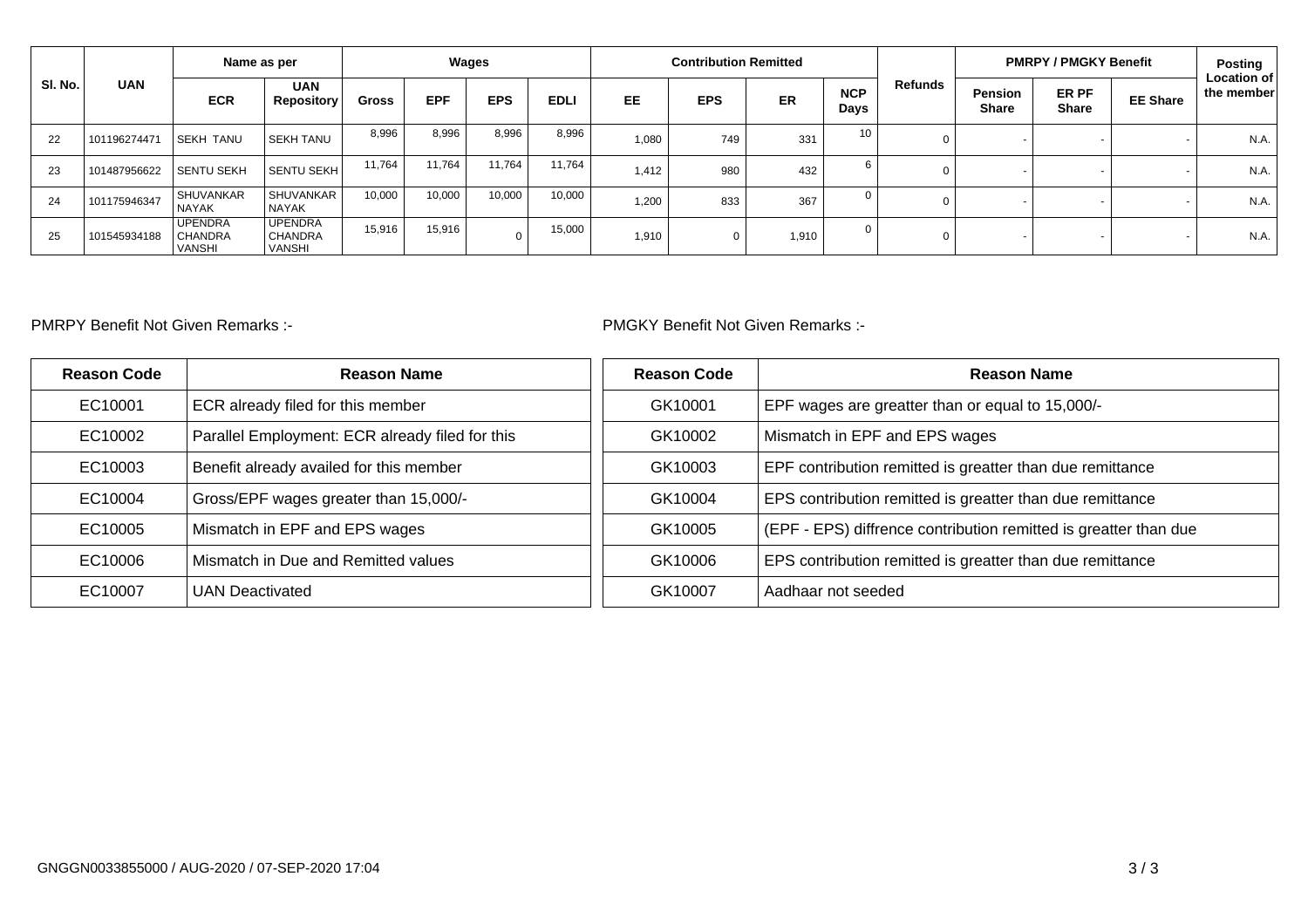| Sl. No. | UAN | Name as per | | Wages | | | | Contribution Remitted | | | | Refunds | PMRPY / PMGKY Benefit | | | Posting Location of the member |
|---|---|---|---|---|---|---|---|---|---|---|---|---|---|---|---|---|
| | | ECR | UAN Repository | Gross | EPF | EPS | EDLI | EE | EPS | ER | NCP Days | | Pension Share | ER PF Share | EE Share | |
| 22 | 101196274471 | SEKH TANU | SEKH TANU | 8,996 | 8,996 | 8,996 | 8,996 | 1,080 | 749 | 331 | 10 | 0 | - | - | - | N.A. |
| 23 | 101487956622 | SENTU SEKH | SENTU SEKH | 11,764 | 11,764 | 11,764 | 11,764 | 1,412 | 980 | 432 | 6 | 0 | - | - | - | N.A. |
| 24 | 101175946347 | SHUVANKAR NAYAK | SHUVANKAR NAYAK | 10,000 | 10,000 | 10,000 | 10,000 | 1,200 | 833 | 367 | 0 | 0 | - | - | - | N.A. |
| 25 | 101545934188 | UPENDRA CHANDRA VANSHI | UPENDRA CHANDRA VANSHI | 15,916 | 15,916 | 0 | 15,000 | 1,910 | 0 | 1,910 | 0 | 0 | - | - | - | N.A. |

PMRPY Benefit Not Given Remarks :-

| Reason Code | Reason Name |
|---|---|
| EC10001 | ECR already filed for this member |
| EC10002 | Parallel Employment: ECR already filed for this |
| EC10003 | Benefit already availed for this member |
| EC10004 | Gross/EPF wages greater than 15,000/- |
| EC10005 | Mismatch in EPF and EPS wages |
| EC10006 | Mismatch in Due and Remitted values |
| EC10007 | UAN Deactivated |

PMGKY Benefit Not Given Remarks :-

| Reason Code | Reason Name |
|---|---|
| GK10001 | EPF wages are greatter than or equal to 15,000/- |
| GK10002 | Mismatch in EPF and EPS wages |
| GK10003 | EPF contribution remitted is greatter than due remittance |
| GK10004 | EPS contribution remitted is greatter than due remittance |
| GK10005 | (EPF - EPS) diffrence contribution remitted is greatter than due |
| GK10006 | EPS contribution remitted is greatter than due remittance |
| GK10007 | Aadhaar not seeded |

GNGGN0033855000 / AUG-2020 / 07-SEP-2020 17:04